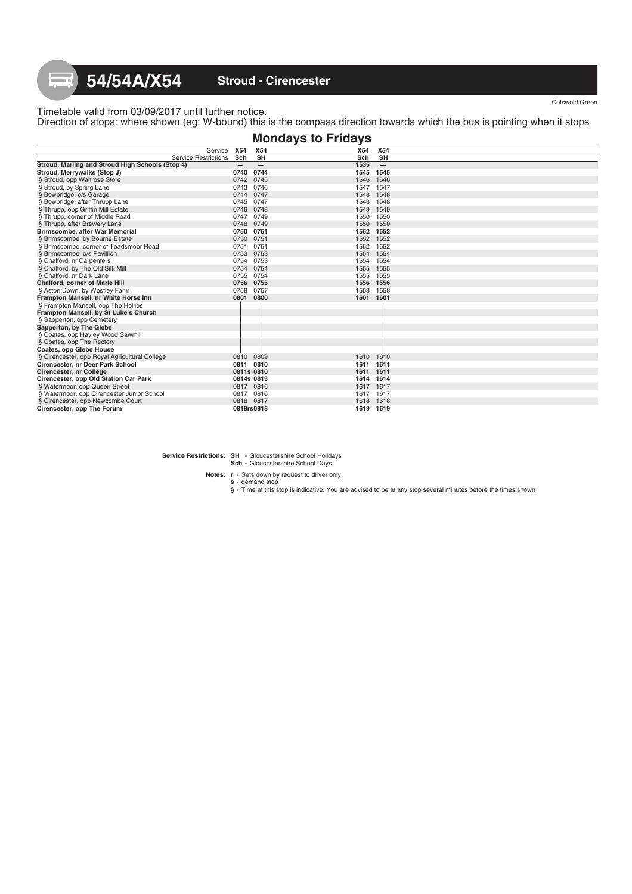# 54/54A/X54 Stroud - Cirencester

Cotswold Green

Timetable valid from 03/09/2017 until further notice.
Direction of stops: where shown (eg: W-bound) this is the compass direction towards which the bus is pointing when it stops

## Mondays to Fridays

| Service | X54 | X54 | X54 | X54 |
|---|---|---|---|---|
| Service Restrictions | Sch | SH | Sch | SH |
| **Stroud, Marling and Stroud High Schools (Stop 4)** | — | — | 1535 | — |
| **Stroud, Merrywalks (Stop J)** | 0740 | 0744 | 1545 | 1545 |
| § Stroud, opp Waitrose Store | 0742 | 0745 | 1546 | 1546 |
| § Stroud, by Spring Lane | 0743 | 0746 | 1547 | 1547 |
| § Bowbridge, o/s Garage | 0744 | 0747 | 1548 | 1548 |
| § Bowbridge, after Thrupp Lane | 0745 | 0747 | 1548 | 1548 |
| § Thrupp, opp Griffin Mill Estate | 0746 | 0748 | 1549 | 1549 |
| § Thrupp, corner of Middle Road | 0747 | 0749 | 1550 | 1550 |
| § Thrupp, after Brewery Lane | 0748 | 0749 | 1550 | 1550 |
| **Brimscombe, after War Memorial** | 0750 | 0751 | 1552 | 1552 |
| § Brimscombe, by Bourne Estate | 0750 | 0751 | 1552 | 1552 |
| § Brimscombe, corner of Toadsmoor Road | 0751 | 0751 | 1552 | 1552 |
| § Brimscombe, o/s Pavillion | 0753 | 0753 | 1554 | 1554 |
| § Chalford, nr Carpenters | 0754 | 0753 | 1554 | 1554 |
| § Chalford, by The Old Silk Mill | 0754 | 0754 | 1555 | 1555 |
| § Chalford, nr Dark Lane | 0755 | 0754 | 1555 | 1555 |
| **Chalford, corner of Marle Hill** | 0756 | 0755 | 1556 | 1556 |
| § Aston Down, by Westley Farm | 0758 | 0757 | 1558 | 1558 |
| **Frampton Mansell, nr White Horse Inn** | 0801 | 0800 | 1601 | 1601 |
| § Frampton Mansell, opp The Hollies | \| | \| | | \| |
| **Frampton Mansell, by St Luke's Church** | \| | \| | | \| |
| § Sapperton, opp Cemetery | \| | \| | | \| |
| **Sapperton, by The Glebe** | \| | \| | | \| |
| § Coates, opp Hayley Wood Sawmill | \| | \| | | \| |
| § Coates, opp The Rectory | \| | \| | | \| |
| **Coates, opp Glebe House** | \| | \| | | \| |
| § Cirencester, opp Royal Agricultural College | 0810 | 0809 | 1610 | 1610 |
| **Cirencester, nr Deer Park School** | 0811 | 0810 | 1611 | 1611 |
| **Cirencester, nr College** | 0811s | 0810 | 1611 | 1611 |
| **Cirencester, opp Old Station Car Park** | 0814s | 0813 | 1614 | 1614 |
| § Watermoor, opp Queen Street | 0817 | 0816 | 1617 | 1617 |
| § Watermoor, opp Cirencester Junior School | 0817 | 0816 | 1617 | 1617 |
| § Cirencester, opp Newcombe Court | 0818 | 0817 | 1618 | 1618 |
| **Cirencester, opp The Forum** | 0819rs | 0818 | 1619 | 1619 |

**Service Restrictions:** **SH** - Gloucestershire School Holidays
**Sch** - Gloucestershire School Days

**Notes:** **r** - Sets down by request to driver only
**s** - demand stop
**§** - Time at this stop is indicative. You are advised to be at any stop several minutes before the times shown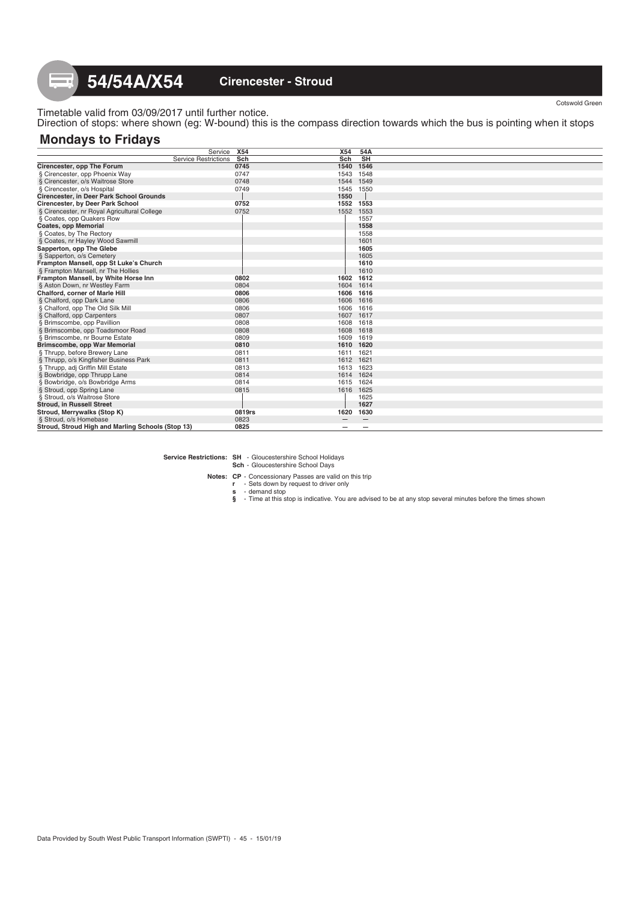# 54/54A/X54 Cirencester - Stroud

Cotswold Green

Timetable valid from 03/09/2017 until further notice.

Direction of stops: where shown (eg: W-bound) this is the compass direction towards which the bus is pointing when it stops

## Mondays to Fridays

| Service | X54 | X54 | 54A |
|---|---|---|---|
| Service Restrictions | Sch | Sch | SH |
| **Cirencester, opp The Forum** | **0745** | **1540** | **1546** |
| § Cirencester, opp Phoenix Way | 0747 | 1543 | 1548 |
| § Cirencester, o/s Waitrose Store | 0748 | 1544 | 1549 |
| § Cirencester, o/s Hospital | 0749 | 1545 | 1550 |
| **Cirencester, in Deer Park School Grounds** | \| | **1550** | \| |
| **Cirencester, by Deer Park School** | **0752** | **1552** | **1553** |
| § Cirencester, nr Royal Agricultural College | 0752 | 1552 | 1553 |
| § Coates, opp Quakers Row | \| | \| | 1557 |
| **Coates, opp Memorial** | \| | \| | **1558** |
| § Coates, by The Rectory | \| | \| | 1558 |
| § Coates, nr Hayley Wood Sawmill | \| | \| | 1601 |
| **Sapperton, opp The Glebe** | \| | \| | **1605** |
| § Sapperton, o/s Cemetery | \| | \| | 1605 |
| **Frampton Mansell, opp St Luke's Church** | \| | \| | **1610** |
| § Frampton Mansell, nr The Hollies | \| | \| | 1610 |
| **Frampton Mansell, by White Horse Inn** | **0802** | **1602** | **1612** |
| § Aston Down, nr Westley Farm | 0804 | 1604 | 1614 |
| **Chalford, corner of Marle Hill** | **0806** | **1606** | **1616** |
| § Chalford, opp Dark Lane | 0806 | 1606 | 1616 |
| § Chalford, opp The Old Silk Mill | 0806 | 1606 | 1616 |
| § Chalford, opp Carpenters | 0807 | 1607 | 1617 |
| § Brimscombe, opp Pavillion | 0808 | 1608 | 1618 |
| § Brimscombe, opp Toadsmoor Road | 0808 | 1608 | 1618 |
| § Brimscombe, nr Bourne Estate | 0809 | 1609 | 1619 |
| **Brimscombe, opp War Memorial** | **0810** | **1610** | **1620** |
| § Thrupp, before Brewery Lane | 0811 | 1611 | 1621 |
| § Thrupp, o/s Kingfisher Business Park | 0811 | 1612 | 1621 |
| § Thrupp, adj Griffin Mill Estate | 0813 | 1613 | 1623 |
| § Bowbridge, opp Thrupp Lane | 0814 | 1614 | 1624 |
| § Bowbridge, o/s Bowbridge Arms | 0814 | 1615 | 1624 |
| § Stroud, opp Spring Lane | 0815 | 1616 | 1625 |
| § Stroud, o/s Waitrose Store | \| | \| | 1625 |
| **Stroud, in Russell Street** | \| | \| | **1627** |
| **Stroud, Merrywalks (Stop K)** | **0819rs** | **1620** | **1630** |
| § Stroud, o/s Homebase | 0823 | — | — |
| **Stroud, Stroud High and Marling Schools (Stop 13)** | **0825** | — | — |

**Service Restrictions:** **SH** - Gloucestershire School Holidays
**Sch** - Gloucestershire School Days

**Notes:** **CP** - Concessionary Passes are valid on this trip
**r** - Sets down by request to driver only
**s** - demand stop
**§** - Time at this stop is indicative. You are advised to be at any stop several minutes before the times shown

Data Provided by South West Public Transport Information (SWPTI) - 45 - 15/01/19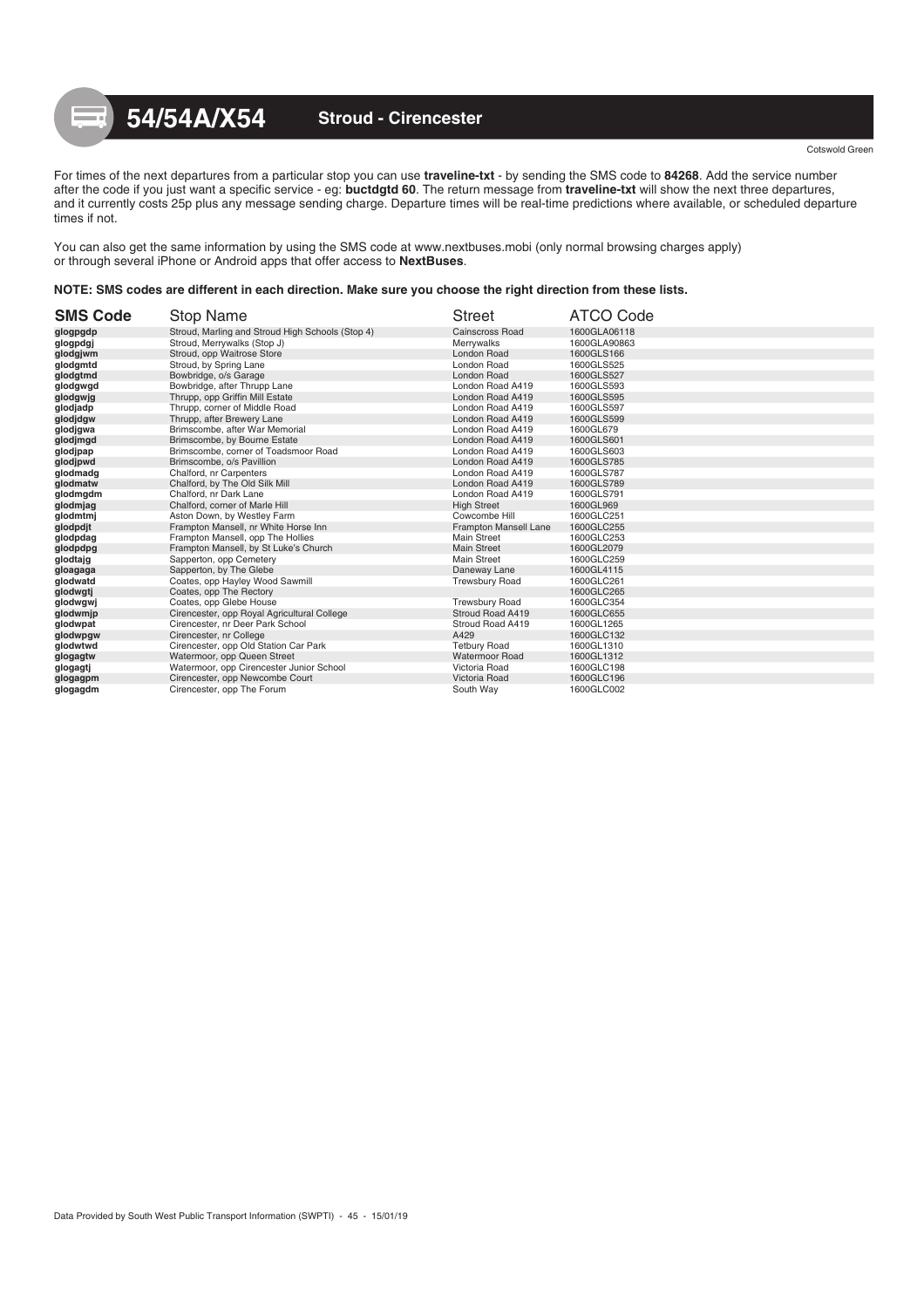# 54/54A/X54 Stroud - Cirencester

Cotswold Green

For times of the next departures from a particular stop you can use **traveline-txt** - by sending the SMS code to **84268**. Add the service number after the code if you just want a specific service - eg: **buctdgtd 60**. The return message from **traveline-txt** will show the next three departures, and it currently costs 25p plus any message sending charge. Departure times will be real-time predictions where available, or scheduled departure times if not.

You can also get the same information by using the SMS code at www.nextbuses.mobi (only normal browsing charges apply) or through several iPhone or Android apps that offer access to **NextBuses**.

**NOTE: SMS codes are different in each direction. Make sure you choose the right direction from these lists.**

| SMS Code | Stop Name | Street | ATCO Code |
|---|---|---|---|
| glogpgdp | Stroud, Marling and Stroud High Schools (Stop 4) | Cainscross Road | 1600GLA06118 |
| glogpdgj | Stroud, Merrywalks (Stop J) | Merrywalks | 1600GLA90863 |
| glodgjwm | Stroud, opp Waitrose Store | London Road | 1600GLS166 |
| glodgmtd | Stroud, by Spring Lane | London Road | 1600GLS525 |
| glodgtmd | Bowbridge, o/s Garage | London Road | 1600GLS527 |
| glodgwgd | Bowbridge, after Thrupp Lane | London Road A419 | 1600GLS593 |
| glodgwjg | Thrupp, opp Griffin Mill Estate | London Road A419 | 1600GLS595 |
| glodjadp | Thrupp, corner of Middle Road | London Road A419 | 1600GLS597 |
| glodjdgw | Thrupp, after Brewery Lane | London Road A419 | 1600GLS599 |
| glodjgwa | Brimscombe, after War Memorial | London Road A419 | 1600GL679 |
| glodjmgd | Brimscombe, by Bourne Estate | London Road A419 | 1600GLS601 |
| glodjpap | Brimscombe, corner of Toadsmoor Road | London Road A419 | 1600GLS603 |
| glodjpwd | Brimscombe, o/s Pavillion | London Road A419 | 1600GLS785 |
| glodmadg | Chalford, nr Carpenters | London Road A419 | 1600GLS787 |
| glodmatw | Chalford, by The Old Silk Mill | London Road A419 | 1600GLS789 |
| glodmgdm | Chalford, nr Dark Lane | London Road A419 | 1600GLS791 |
| glodmjag | Chalford, corner of Marle Hill | High Street | 1600GL969 |
| glodmtmj | Aston Down, by Westley Farm | Cowcombe Hill | 1600GLC251 |
| glodpdjt | Frampton Mansell, nr White Horse Inn | Frampton Mansell Lane | 1600GLC255 |
| glodpdag | Frampton Mansell, opp The Hollies | Main Street | 1600GLC253 |
| glodpdpg | Frampton Mansell, by St Luke's Church | Main Street | 1600GL2079 |
| glodtajg | Sapperton, opp Cemetery | Main Street | 1600GLC259 |
| gloagaga | Sapperton, by The Glebe | Daneway Lane | 1600GL4115 |
| glodwatd | Coates, opp Hayley Wood Sawmill | Trewsbury Road | 1600GLC261 |
| glodwgtj | Coates, opp The Rectory | | 1600GLC265 |
| glodwgwj | Coates, opp Glebe House | Trewsbury Road | 1600GLC354 |
| glodwmjp | Cirencester, opp Royal Agricultural College | Stroud Road A419 | 1600GLC655 |
| glodwpat | Cirencester, nr Deer Park School | Stroud Road A419 | 1600GL1265 |
| glodwpgw | Cirencester, nr College | A429 | 1600GLC132 |
| glodwtwd | Cirencester, opp Old Station Car Park | Tetbury Road | 1600GL1310 |
| glogagtw | Watermoor, opp Queen Street | Watermoor Road | 1600GL1312 |
| glogagtj | Watermoor, opp Cirencester Junior School | Victoria Road | 1600GLC198 |
| glogagpm | Cirencester, opp Newcombe Court | Victoria Road | 1600GLC196 |
| glogagdm | Cirencester, opp The Forum | South Way | 1600GLC002 |

Data Provided by South West Public Transport Information (SWPTI) - 45 - 15/01/19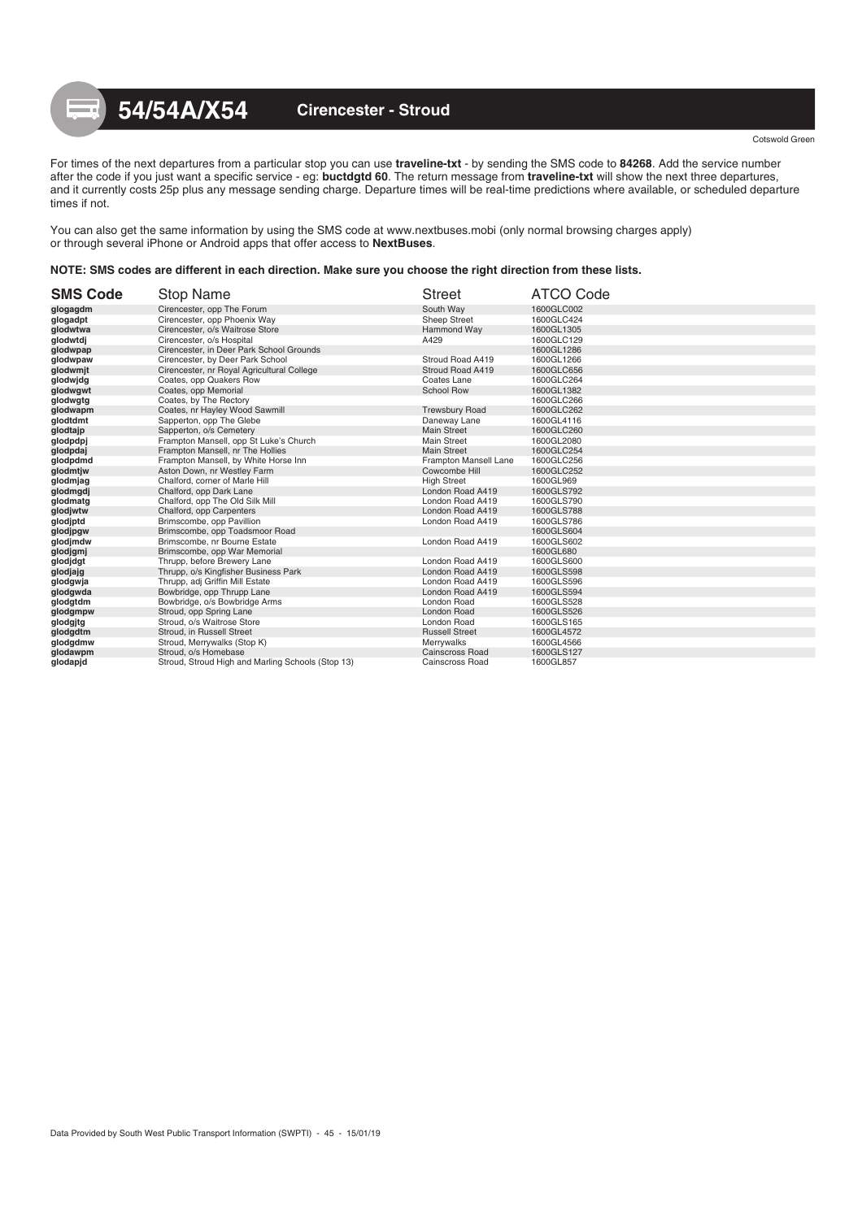# 54/54A/X54 Cirencester - Stroud

Cotswold Green

For times of the next departures from a particular stop you can use **traveline-txt** - by sending the SMS code to **84268**. Add the service number after the code if you just want a specific service - eg: **buctdgtd 60**. The return message from **traveline-txt** will show the next three departures, and it currently costs 25p plus any message sending charge. Departure times will be real-time predictions where available, or scheduled departure times if not.

You can also get the same information by using the SMS code at www.nextbuses.mobi (only normal browsing charges apply) or through several iPhone or Android apps that offer access to **NextBuses**.

**NOTE: SMS codes are different in each direction. Make sure you choose the right direction from these lists.**

| SMS Code | Stop Name | Street | ATCO Code |
|---|---|---|---|
| glogagdm | Cirencester, opp The Forum | South Way | 1600GLC002 |
| glogadpt | Cirencester, opp Phoenix Way | Sheep Street | 1600GLC424 |
| glodwtwa | Cirencester, o/s Waitrose Store | Hammond Way | 1600GL1305 |
| glodwtdj | Cirencester, o/s Hospital | A429 | 1600GLC129 |
| glodwpap | Cirencester, in Deer Park School Grounds | | 1600GL1286 |
| glodwpaw | Cirencester, by Deer Park School | Stroud Road A419 | 1600GL1266 |
| glodwmjt | Cirencester, nr Royal Agricultural College | Stroud Road A419 | 1600GLC656 |
| glodwjdg | Coates, opp Quakers Row | Coates Lane | 1600GLC264 |
| glodwgwt | Coates, opp Memorial | School Row | 1600GL1382 |
| glodwgtg | Coates, by The Rectory | | 1600GLC266 |
| glodwapm | Coates, nr Hayley Wood Sawmill | Trewsbury Road | 1600GLC262 |
| glodtdmt | Sapperton, opp The Glebe | Daneway Lane | 1600GL4116 |
| glodtajp | Sapperton, o/s Cemetery | Main Street | 1600GLC260 |
| glodpdpj | Frampton Mansell, opp St Luke's Church | Main Street | 1600GL2080 |
| glodpdaj | Frampton Mansell, nr The Hollies | Main Street | 1600GLC254 |
| glodpdmd | Frampton Mansell, by White Horse Inn | Frampton Mansell Lane | 1600GLC256 |
| glodmtjw | Aston Down, nr Westley Farm | Cowcombe Hill | 1600GLC252 |
| glodmjag | Chalford, corner of Marle Hill | High Street | 1600GL969 |
| glodmgdj | Chalford, opp Dark Lane | London Road A419 | 1600GLS792 |
| glodmatg | Chalford, opp The Old Silk Mill | London Road A419 | 1600GLS790 |
| glodjwtw | Chalford, opp Carpenters | London Road A419 | 1600GLS788 |
| glodjptd | Brimscombe, opp Pavillion | London Road A419 | 1600GLS786 |
| glodjpgw | Brimscombe, opp Toadsmoor Road | | 1600GLS604 |
| glodjmdw | Brimscombe, nr Bourne Estate | London Road A419 | 1600GLS602 |
| glodjgmj | Brimscombe, opp War Memorial | | 1600GL680 |
| glodjdgt | Thrupp, before Brewery Lane | London Road A419 | 1600GLS600 |
| glodjajg | Thrupp, o/s Kingfisher Business Park | London Road A419 | 1600GLS598 |
| glodgwja | Thrupp, adj Griffin Mill Estate | London Road A419 | 1600GLS596 |
| glodgwda | Bowbridge, opp Thrupp Lane | London Road A419 | 1600GLS594 |
| glodgtdm | Bowbridge, o/s Bowbridge Arms | London Road | 1600GLS528 |
| glodgmpw | Stroud, opp Spring Lane | London Road | 1600GLS526 |
| glodgjtg | Stroud, o/s Waitrose Store | London Road | 1600GLS165 |
| glodgdtm | Stroud, in Russell Street | Russell Street | 1600GL4572 |
| glodgdmw | Stroud, Merrywalks (Stop K) | Merrywalks | 1600GL4566 |
| glodawpm | Stroud, o/s Homebase | Cainscross Road | 1600GLS127 |
| glodapjd | Stroud, Stroud High and Marling Schools (Stop 13) | Cainscross Road | 1600GL857 |

Data Provided by South West Public Transport Information (SWPTI) - 45 - 15/01/19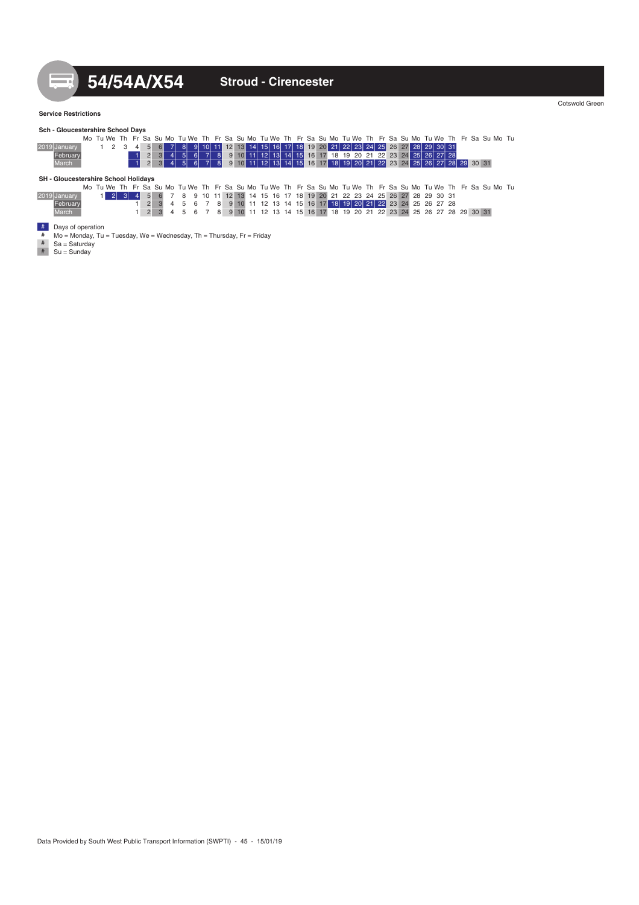# 54/54A/X54 Stroud - Cirencester

Cotswold Green

**Service Restrictions**

**Sch - Gloucestershire School Days**

| | Mo | Tu | We | Th | Fr | Sa | Su | Mo | Tu | We | Th | Fr | Sa | Su | Mo | Tu | We | Th | Fr | Sa | Su | Mo | Tu | We | Th | Fr | Sa | Su | Mo | Tu | We | Th | Fr | Sa | Su | Mo | Tu |
|---|---|---|---|---|---|---|---|---|---|---|---|---|---|---|---|---|---|---|---|---|---|---|---|---|---|---|---|---|---|---|---|---|---|---|---|---|---|
| 2019 January | | 1 | 2 | 3 | 4 | 5 | 6 | 7 | 8 | 9 | 10 | 11 | 12 | 13 | 14 | 15 | 16 | 17 | 18 | 19 | 20 | 21 | 22 | 23 | 24 | 25 | 26 | 27 | 28 | 29 | 30 | 31 | | | | | |
| February | | | | | 1 | 2 | 3 | 4 | 5 | 6 | 7 | 8 | 9 | 10 | 11 | 12 | 13 | 14 | 15 | 16 | 17 | 18 | 19 | 20 | 21 | 22 | 23 | 24 | 25 | 26 | 27 | 28 | | | | | |
| March | | | | | 1 | 2 | 3 | 4 | 5 | 6 | 7 | 8 | 9 | 10 | 11 | 12 | 13 | 14 | 15 | 16 | 17 | 18 | 19 | 20 | 21 | 22 | 23 | 24 | 25 | 26 | 27 | 28 | 29 | 30 | 31 | | |

**SH - Gloucestershire School Holidays**

| | Mo | Tu | We | Th | Fr | Sa | Su | Mo | Tu | We | Th | Fr | Sa | Su | Mo | Tu | We | Th | Fr | Sa | Su | Mo | Tu | We | Th | Fr | Sa | Su | Mo | Tu | We | Th | Fr | Sa | Su | Mo | Tu |
|---|---|---|---|---|---|---|---|---|---|---|---|---|---|---|---|---|---|---|---|---|---|---|---|---|---|---|---|---|---|---|---|---|---|---|---|---|---|
| 2019 January | | 1 | 2 | 3 | 4 | 5 | 6 | 7 | 8 | 9 | 10 | 11 | 12 | 13 | 14 | 15 | 16 | 17 | 18 | 19 | 20 | 21 | 22 | 23 | 24 | 25 | 26 | 27 | 28 | 29 | 30 | 31 | | | | | |
| February | | | | | 1 | 2 | 3 | 4 | 5 | 6 | 7 | 8 | 9 | 10 | 11 | 12 | 13 | 14 | 15 | 16 | 17 | 18 | 19 | 20 | 21 | 22 | 23 | 24 | 25 | 26 | 27 | 28 | | | | | |
| March | | | | | 1 | 2 | 3 | 4 | 5 | 6 | 7 | 8 | 9 | 10 | 11 | 12 | 13 | 14 | 15 | 16 | 17 | 18 | 19 | 20 | 21 | 22 | 23 | 24 | 25 | 26 | 27 | 28 | 29 | 30 | 31 | | |

# Days of operation

# Mo = Monday, Tu = Tuesday, We = Wednesday, Th = Thursday, Fr = Friday

# Sa = Saturday

# Su = Sunday

Data Provided by South West Public Transport Information (SWPTI) - 45 - 15/01/19